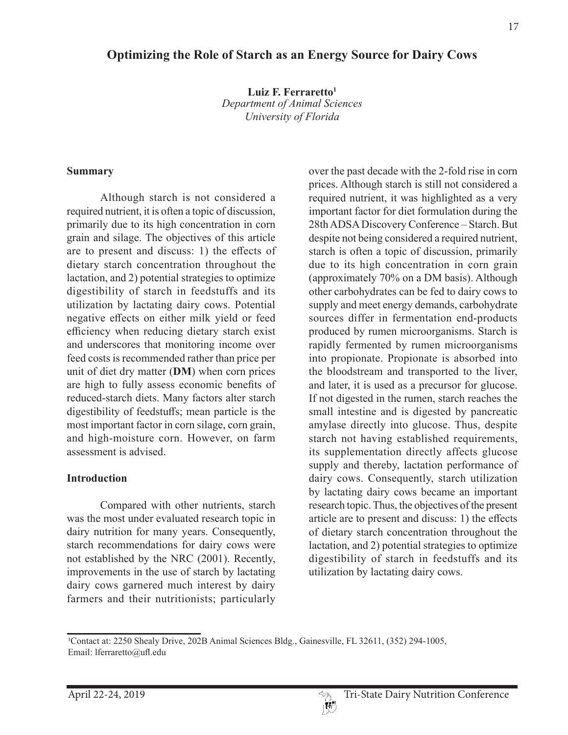# Optimizing the Role of Starch as an Energy Source for Dairy Cows

**Luiz F. Ferraretto[1]**
*Department of Animal Sciences*
*University of Florida*

## Summary

Although starch is not considered a required nutrient, it is often a topic of discussion, primarily due to its high concentration in corn grain and silage. The objectives of this article are to present and discuss: 1) the effects of dietary starch concentration throughout the lactation, and 2) potential strategies to optimize digestibility of starch in feedstuffs and its utilization by lactating dairy cows. Potential negative effects on either milk yield or feed efficiency when reducing dietary starch exist and underscores that monitoring income over feed costs is recommended rather than price per unit of diet dry matter (**DM**) when corn prices are high to fully assess economic benefits of reduced-starch diets. Many factors alter starch digestibility of feedstuffs; mean particle is the most important factor in corn silage, corn grain, and high-moisture corn. However, on farm assessment is advised.

## Introduction

Compared with other nutrients, starch was the most under evaluated research topic in dairy nutrition for many years. Consequently, starch recommendations for dairy cows were not established by the NRC (2001). Recently, improvements in the use of starch by lactating dairy cows garnered much interest by dairy farmers and their nutritionists; particularly over the past decade with the 2-fold rise in corn prices. Although starch is still not considered a required nutrient, it was highlighted as a very important factor for diet formulation during the 28th ADSA Discovery Conference – Starch. But despite not being considered a required nutrient, starch is often a topic of discussion, primarily due to its high concentration in corn grain (approximately 70% on a DM basis). Although other carbohydrates can be fed to dairy cows to supply and meet energy demands, carbohydrate sources differ in fermentation end-products produced by rumen microorganisms. Starch is rapidly fermented by rumen microorganisms into propionate. Propionate is absorbed into the bloodstream and transported to the liver, and later, it is used as a precursor for glucose. If not digested in the rumen, starch reaches the small intestine and is digested by pancreatic amylase directly into glucose. Thus, despite starch not having established requirements, its supplementation directly affects glucose supply and thereby, lactation performance of dairy cows. Consequently, starch utilization by lactating dairy cows became an important research topic. Thus, the objectives of the present article are to present and discuss: 1) the effects of dietary starch concentration throughout the lactation, and 2) potential strategies to optimize digestibility of starch in feedstuffs and its utilization by lactating dairy cows.

[1]Contact at: 2250 Shealy Drive, 202B Animal Sciences Bldg., Gainesville, FL 32611, (352) 294-1005, Email: lferraretto@ufl.edu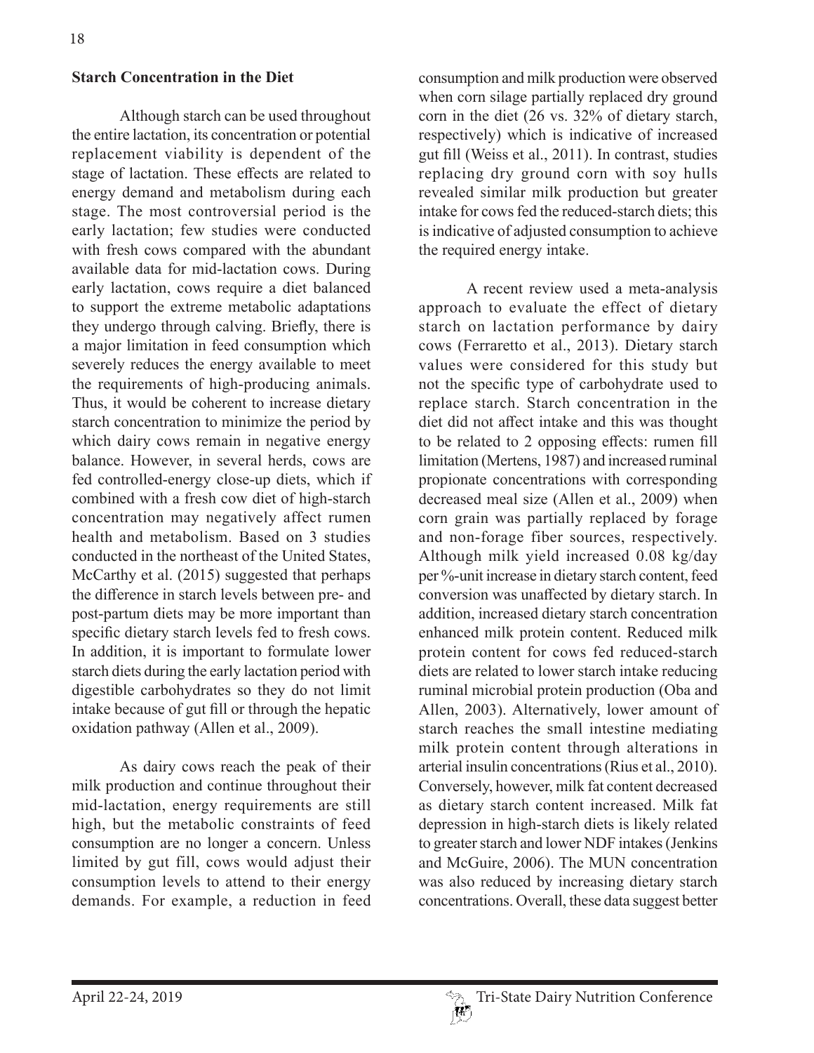**Starch Concentration in the Diet**

Although starch can be used throughout the entire lactation, its concentration or potential replacement viability is dependent of the stage of lactation. These effects are related to energy demand and metabolism during each stage. The most controversial period is the early lactation; few studies were conducted with fresh cows compared with the abundant available data for mid-lactation cows. During early lactation, cows require a diet balanced to support the extreme metabolic adaptations they undergo through calving. Briefly, there is a major limitation in feed consumption which severely reduces the energy available to meet the requirements of high-producing animals. Thus, it would be coherent to increase dietary starch concentration to minimize the period by which dairy cows remain in negative energy balance. However, in several herds, cows are fed controlled-energy close-up diets, which if combined with a fresh cow diet of high-starch concentration may negatively affect rumen health and metabolism. Based on 3 studies conducted in the northeast of the United States, McCarthy et al. (2015) suggested that perhaps the difference in starch levels between pre- and post-partum diets may be more important than specific dietary starch levels fed to fresh cows. In addition, it is important to formulate lower starch diets during the early lactation period with digestible carbohydrates so they do not limit intake because of gut fill or through the hepatic oxidation pathway (Allen et al., 2009).

As dairy cows reach the peak of their milk production and continue throughout their mid-lactation, energy requirements are still high, but the metabolic constraints of feed consumption are no longer a concern. Unless limited by gut fill, cows would adjust their consumption levels to attend to their energy demands. For example, a reduction in feed consumption and milk production were observed when corn silage partially replaced dry ground corn in the diet (26 vs. 32% of dietary starch, respectively) which is indicative of increased gut fill (Weiss et al., 2011). In contrast, studies replacing dry ground corn with soy hulls revealed similar milk production but greater intake for cows fed the reduced-starch diets; this is indicative of adjusted consumption to achieve the required energy intake.

A recent review used a meta-analysis approach to evaluate the effect of dietary starch on lactation performance by dairy cows (Ferraretto et al., 2013). Dietary starch values were considered for this study but not the specific type of carbohydrate used to replace starch. Starch concentration in the diet did not affect intake and this was thought to be related to 2 opposing effects: rumen fill limitation (Mertens, 1987) and increased ruminal propionate concentrations with corresponding decreased meal size (Allen et al., 2009) when corn grain was partially replaced by forage and non-forage fiber sources, respectively. Although milk yield increased 0.08 kg/day per %-unit increase in dietary starch content, feed conversion was unaffected by dietary starch. In addition, increased dietary starch concentration enhanced milk protein content. Reduced milk protein content for cows fed reduced-starch diets are related to lower starch intake reducing ruminal microbial protein production (Oba and Allen, 2003). Alternatively, lower amount of starch reaches the small intestine mediating milk protein content through alterations in arterial insulin concentrations (Rius et al., 2010). Conversely, however, milk fat content decreased as dietary starch content increased. Milk fat depression in high-starch diets is likely related to greater starch and lower NDF intakes (Jenkins and McGuire, 2006). The MUN concentration was also reduced by increasing dietary starch concentrations. Overall, these data suggest better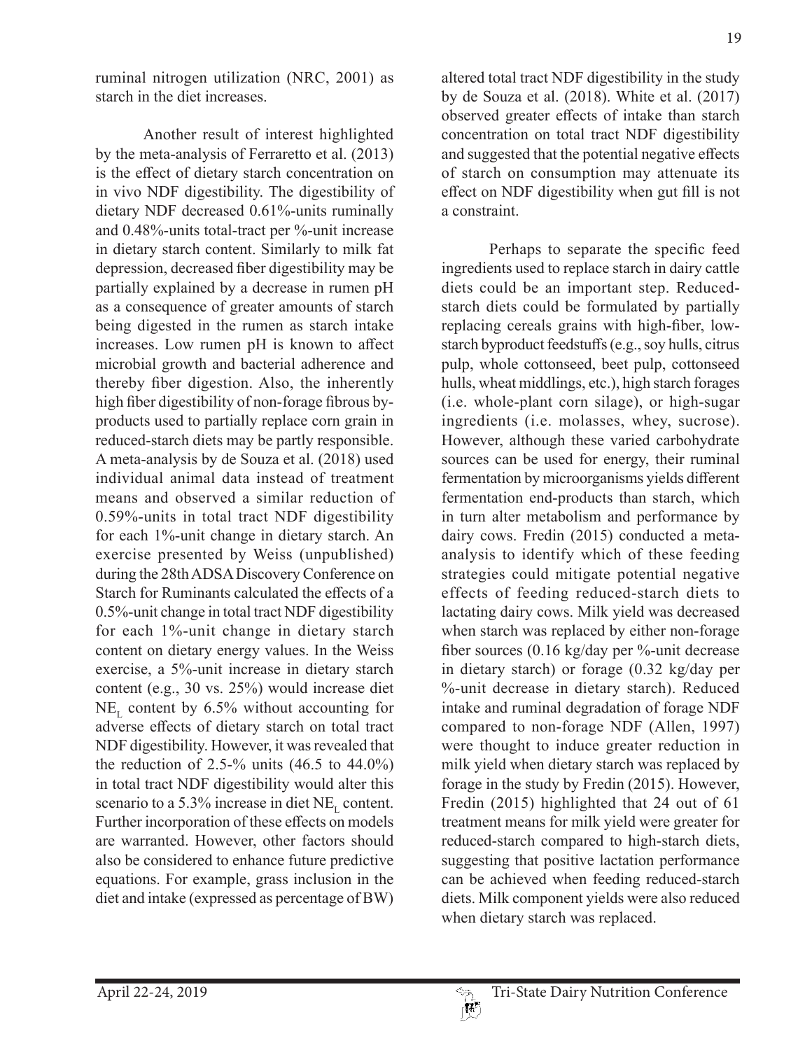ruminal nitrogen utilization (NRC, 2001) as starch in the diet increases.

Another result of interest highlighted by the meta-analysis of Ferraretto et al. (2013) is the effect of dietary starch concentration on in vivo NDF digestibility. The digestibility of dietary NDF decreased 0.61%-units ruminally and 0.48%-units total-tract per %-unit increase in dietary starch content. Similarly to milk fat depression, decreased fiber digestibility may be partially explained by a decrease in rumen pH as a consequence of greater amounts of starch being digested in the rumen as starch intake increases. Low rumen pH is known to affect microbial growth and bacterial adherence and thereby fiber digestion. Also, the inherently high fiber digestibility of non-forage fibrous by-products used to partially replace corn grain in reduced-starch diets may be partly responsible. A meta-analysis by de Souza et al. (2018) used individual animal data instead of treatment means and observed a similar reduction of 0.59%-units in total tract NDF digestibility for each 1%-unit change in dietary starch. An exercise presented by Weiss (unpublished) during the 28th ADSA Discovery Conference on Starch for Ruminants calculated the effects of a 0.5%-unit change in total tract NDF digestibility for each 1%-unit change in dietary starch content on dietary energy values. In the Weiss exercise, a 5%-unit increase in dietary starch content (e.g., 30 vs. 25%) would increase diet $NE_L$ content by 6.5% without accounting for adverse effects of dietary starch on total tract NDF digestibility. However, it was revealed that the reduction of 2.5-% units (46.5 to 44.0%) in total tract NDF digestibility would alter this scenario to a 5.3% increase in diet $NE_L$ content. Further incorporation of these effects on models are warranted. However, other factors should also be considered to enhance future predictive equations. For example, grass inclusion in the diet and intake (expressed as percentage of BW) altered total tract NDF digestibility in the study by de Souza et al. (2018). White et al. (2017) observed greater effects of intake than starch concentration on total tract NDF digestibility and suggested that the potential negative effects of starch on consumption may attenuate its effect on NDF digestibility when gut fill is not a constraint.

Perhaps to separate the specific feed ingredients used to replace starch in dairy cattle diets could be an important step. Reduced-starch diets could be formulated by partially replacing cereals grains with high-fiber, low-starch byproduct feedstuffs (e.g., soy hulls, citrus pulp, whole cottonseed, beet pulp, cottonseed hulls, wheat middlings, etc.), high starch forages (i.e. whole-plant corn silage), or high-sugar ingredients (i.e. molasses, whey, sucrose). However, although these varied carbohydrate sources can be used for energy, their ruminal fermentation by microorganisms yields different fermentation end-products than starch, which in turn alter metabolism and performance by dairy cows. Fredin (2015) conducted a meta-analysis to identify which of these feeding strategies could mitigate potential negative effects of feeding reduced-starch diets to lactating dairy cows. Milk yield was decreased when starch was replaced by either non-forage fiber sources (0.16 kg/day per %-unit decrease in dietary starch) or forage (0.32 kg/day per %-unit decrease in dietary starch). Reduced intake and ruminal degradation of forage NDF compared to non-forage NDF (Allen, 1997) were thought to induce greater reduction in milk yield when dietary starch was replaced by forage in the study by Fredin (2015). However, Fredin (2015) highlighted that 24 out of 61 treatment means for milk yield were greater for reduced-starch compared to high-starch diets, suggesting that positive lactation performance can be achieved when feeding reduced-starch diets. Milk component yields were also reduced when dietary starch was replaced.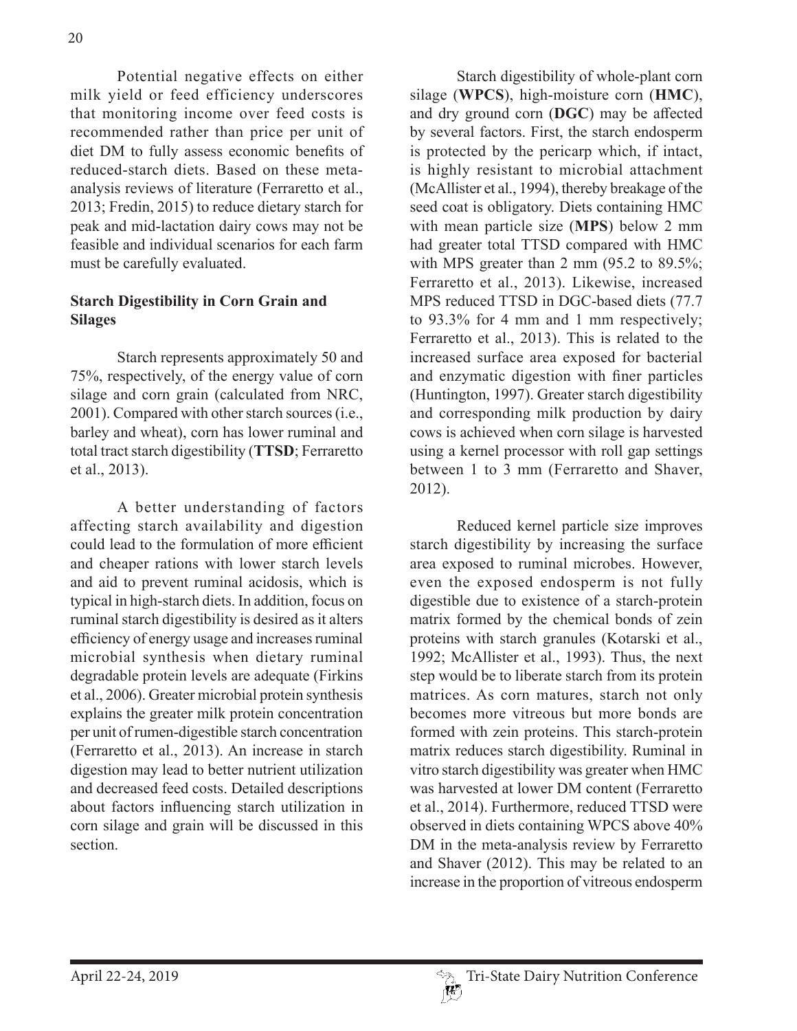Potential negative effects on either milk yield or feed efficiency underscores that monitoring income over feed costs is recommended rather than price per unit of diet DM to fully assess economic benefits of reduced-starch diets. Based on these meta-analysis reviews of literature (Ferraretto et al., 2013; Fredin, 2015) to reduce dietary starch for peak and mid-lactation dairy cows may not be feasible and individual scenarios for each farm must be carefully evaluated.

## Starch Digestibility in Corn Grain and Silages

Starch represents approximately 50 and 75%, respectively, of the energy value of corn silage and corn grain (calculated from NRC, 2001). Compared with other starch sources (i.e., barley and wheat), corn has lower ruminal and total tract starch digestibility (**TTSD**; Ferraretto et al., 2013).

A better understanding of factors affecting starch availability and digestion could lead to the formulation of more efficient and cheaper rations with lower starch levels and aid to prevent ruminal acidosis, which is typical in high-starch diets. In addition, focus on ruminal starch digestibility is desired as it alters efficiency of energy usage and increases ruminal microbial synthesis when dietary ruminal degradable protein levels are adequate (Firkins et al., 2006). Greater microbial protein synthesis explains the greater milk protein concentration per unit of rumen-digestible starch concentration (Ferraretto et al., 2013). An increase in starch digestion may lead to better nutrient utilization and decreased feed costs. Detailed descriptions about factors influencing starch utilization in corn silage and grain will be discussed in this section.

Starch digestibility of whole-plant corn silage (**WPCS**), high-moisture corn (**HMC**), and dry ground corn (**DGC**) may be affected by several factors. First, the starch endosperm is protected by the pericarp which, if intact, is highly resistant to microbial attachment (McAllister et al., 1994), thereby breakage of the seed coat is obligatory. Diets containing HMC with mean particle size (**MPS**) below 2 mm had greater total TTSD compared with HMC with MPS greater than 2 mm (95.2 to 89.5%; Ferraretto et al., 2013). Likewise, increased MPS reduced TTSD in DGC-based diets (77.7 to 93.3% for 4 mm and 1 mm respectively; Ferraretto et al., 2013). This is related to the increased surface area exposed for bacterial and enzymatic digestion with finer particles (Huntington, 1997). Greater starch digestibility and corresponding milk production by dairy cows is achieved when corn silage is harvested using a kernel processor with roll gap settings between 1 to 3 mm (Ferraretto and Shaver, 2012).

Reduced kernel particle size improves starch digestibility by increasing the surface area exposed to ruminal microbes. However, even the exposed endosperm is not fully digestible due to existence of a starch-protein matrix formed by the chemical bonds of zein proteins with starch granules (Kotarski et al., 1992; McAllister et al., 1993). Thus, the next step would be to liberate starch from its protein matrices. As corn matures, starch not only becomes more vitreous but more bonds are formed with zein proteins. This starch-protein matrix reduces starch digestibility. Ruminal in vitro starch digestibility was greater when HMC was harvested at lower DM content (Ferraretto et al., 2014). Furthermore, reduced TTSD were observed in diets containing WPCS above 40% DM in the meta-analysis review by Ferraretto and Shaver (2012). This may be related to an increase in the proportion of vitreous endosperm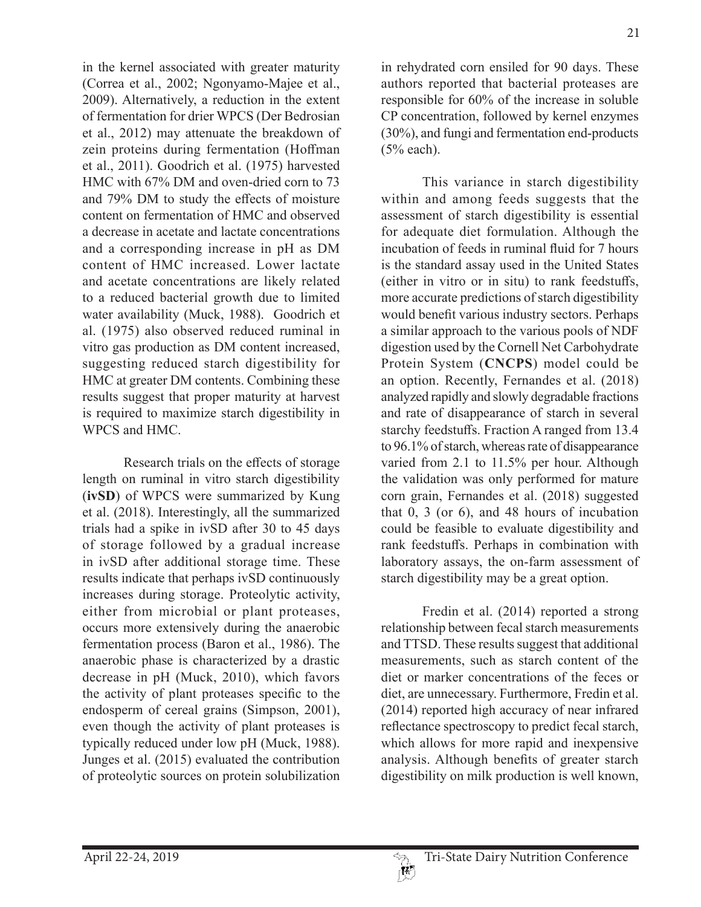in the kernel associated with greater maturity (Correa et al., 2002; Ngonyamo-Majee et al., 2009). Alternatively, a reduction in the extent of fermentation for drier WPCS (Der Bedrosian et al., 2012) may attenuate the breakdown of zein proteins during fermentation (Hoffman et al., 2011). Goodrich et al. (1975) harvested HMC with 67% DM and oven-dried corn to 73 and 79% DM to study the effects of moisture content on fermentation of HMC and observed a decrease in acetate and lactate concentrations and a corresponding increase in pH as DM content of HMC increased. Lower lactate and acetate concentrations are likely related to a reduced bacterial growth due to limited water availability (Muck, 1988). Goodrich et al. (1975) also observed reduced ruminal in vitro gas production as DM content increased, suggesting reduced starch digestibility for HMC at greater DM contents. Combining these results suggest that proper maturity at harvest is required to maximize starch digestibility in WPCS and HMC.

Research trials on the effects of storage length on ruminal in vitro starch digestibility (**ivSD**) of WPCS were summarized by Kung et al. (2018). Interestingly, all the summarized trials had a spike in ivSD after 30 to 45 days of storage followed by a gradual increase in ivSD after additional storage time. These results indicate that perhaps ivSD continuously increases during storage. Proteolytic activity, either from microbial or plant proteases, occurs more extensively during the anaerobic fermentation process (Baron et al., 1986). The anaerobic phase is characterized by a drastic decrease in pH (Muck, 2010), which favors the activity of plant proteases specific to the endosperm of cereal grains (Simpson, 2001), even though the activity of plant proteases is typically reduced under low pH (Muck, 1988). Junges et al. (2015) evaluated the contribution of proteolytic sources on protein solubilization in rehydrated corn ensiled for 90 days. These authors reported that bacterial proteases are responsible for 60% of the increase in soluble CP concentration, followed by kernel enzymes (30%), and fungi and fermentation end-products (5% each).

This variance in starch digestibility within and among feeds suggests that the assessment of starch digestibility is essential for adequate diet formulation. Although the incubation of feeds in ruminal fluid for 7 hours is the standard assay used in the United States (either in vitro or in situ) to rank feedstuffs, more accurate predictions of starch digestibility would benefit various industry sectors. Perhaps a similar approach to the various pools of NDF digestion used by the Cornell Net Carbohydrate Protein System (**CNCPS**) model could be an option. Recently, Fernandes et al. (2018) analyzed rapidly and slowly degradable fractions and rate of disappearance of starch in several starchy feedstuffs. Fraction A ranged from 13.4 to 96.1% of starch, whereas rate of disappearance varied from 2.1 to 11.5% per hour. Although the validation was only performed for mature corn grain, Fernandes et al. (2018) suggested that 0, 3 (or 6), and 48 hours of incubation could be feasible to evaluate digestibility and rank feedstuffs. Perhaps in combination with laboratory assays, the on-farm assessment of starch digestibility may be a great option.

Fredin et al. (2014) reported a strong relationship between fecal starch measurements and TTSD. These results suggest that additional measurements, such as starch content of the diet or marker concentrations of the feces or diet, are unnecessary. Furthermore, Fredin et al. (2014) reported high accuracy of near infrared reflectance spectroscopy to predict fecal starch, which allows for more rapid and inexpensive analysis. Although benefits of greater starch digestibility on milk production is well known,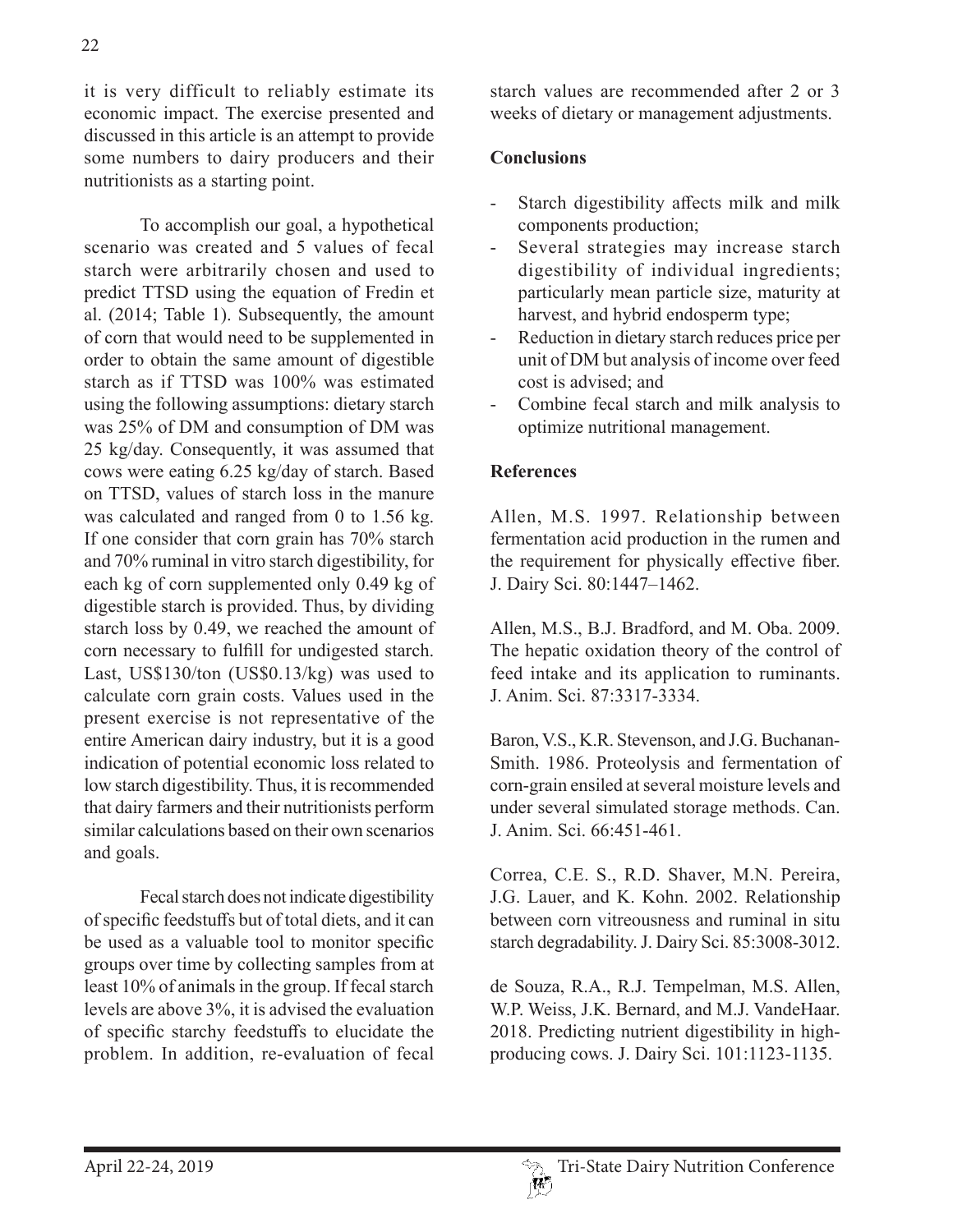it is very difficult to reliably estimate its economic impact. The exercise presented and discussed in this article is an attempt to provide some numbers to dairy producers and their nutritionists as a starting point.

To accomplish our goal, a hypothetical scenario was created and 5 values of fecal starch were arbitrarily chosen and used to predict TTSD using the equation of Fredin et al. (2014; Table 1). Subsequently, the amount of corn that would need to be supplemented in order to obtain the same amount of digestible starch as if TTSD was 100% was estimated using the following assumptions: dietary starch was 25% of DM and consumption of DM was 25 kg/day. Consequently, it was assumed that cows were eating 6.25 kg/day of starch. Based on TTSD, values of starch loss in the manure was calculated and ranged from 0 to 1.56 kg. If one consider that corn grain has 70% starch and 70% ruminal in vitro starch digestibility, for each kg of corn supplemented only 0.49 kg of digestible starch is provided. Thus, by dividing starch loss by 0.49, we reached the amount of corn necessary to fulfill for undigested starch. Last, US$130/ton (US$0.13/kg) was used to calculate corn grain costs. Values used in the present exercise is not representative of the entire American dairy industry, but it is a good indication of potential economic loss related to low starch digestibility. Thus, it is recommended that dairy farmers and their nutritionists perform similar calculations based on their own scenarios and goals.

Fecal starch does not indicate digestibility of specific feedstuffs but of total diets, and it can be used as a valuable tool to monitor specific groups over time by collecting samples from at least 10% of animals in the group. If fecal starch levels are above 3%, it is advised the evaluation of specific starchy feedstuffs to elucidate the problem. In addition, re-evaluation of fecal starch values are recommended after 2 or 3 weeks of dietary or management adjustments.

**Conclusions**

- Starch digestibility affects milk and milk components production;
- Several strategies may increase starch digestibility of individual ingredients; particularly mean particle size, maturity at harvest, and hybrid endosperm type;
- Reduction in dietary starch reduces price per unit of DM but analysis of income over feed cost is advised; and
- Combine fecal starch and milk analysis to optimize nutritional management.

**References**

Allen, M.S. 1997. Relationship between fermentation acid production in the rumen and the requirement for physically effective fiber. J. Dairy Sci. 80:1447–1462.

Allen, M.S., B.J. Bradford, and M. Oba. 2009. The hepatic oxidation theory of the control of feed intake and its application to ruminants. J. Anim. Sci. 87:3317-3334.

Baron, V.S., K.R. Stevenson, and J.G. Buchanan-Smith. 1986. Proteolysis and fermentation of corn-grain ensiled at several moisture levels and under several simulated storage methods. Can. J. Anim. Sci. 66:451-461.

Correa, C.E. S., R.D. Shaver, M.N. Pereira, J.G. Lauer, and K. Kohn. 2002. Relationship between corn vitreousness and ruminal in situ starch degradability. J. Dairy Sci. 85:3008-3012.

de Souza, R.A., R.J. Tempelman, M.S. Allen, W.P. Weiss, J.K. Bernard, and M.J. VandeHaar. 2018. Predicting nutrient digestibility in high-producing cows. J. Dairy Sci. 101:1123-1135.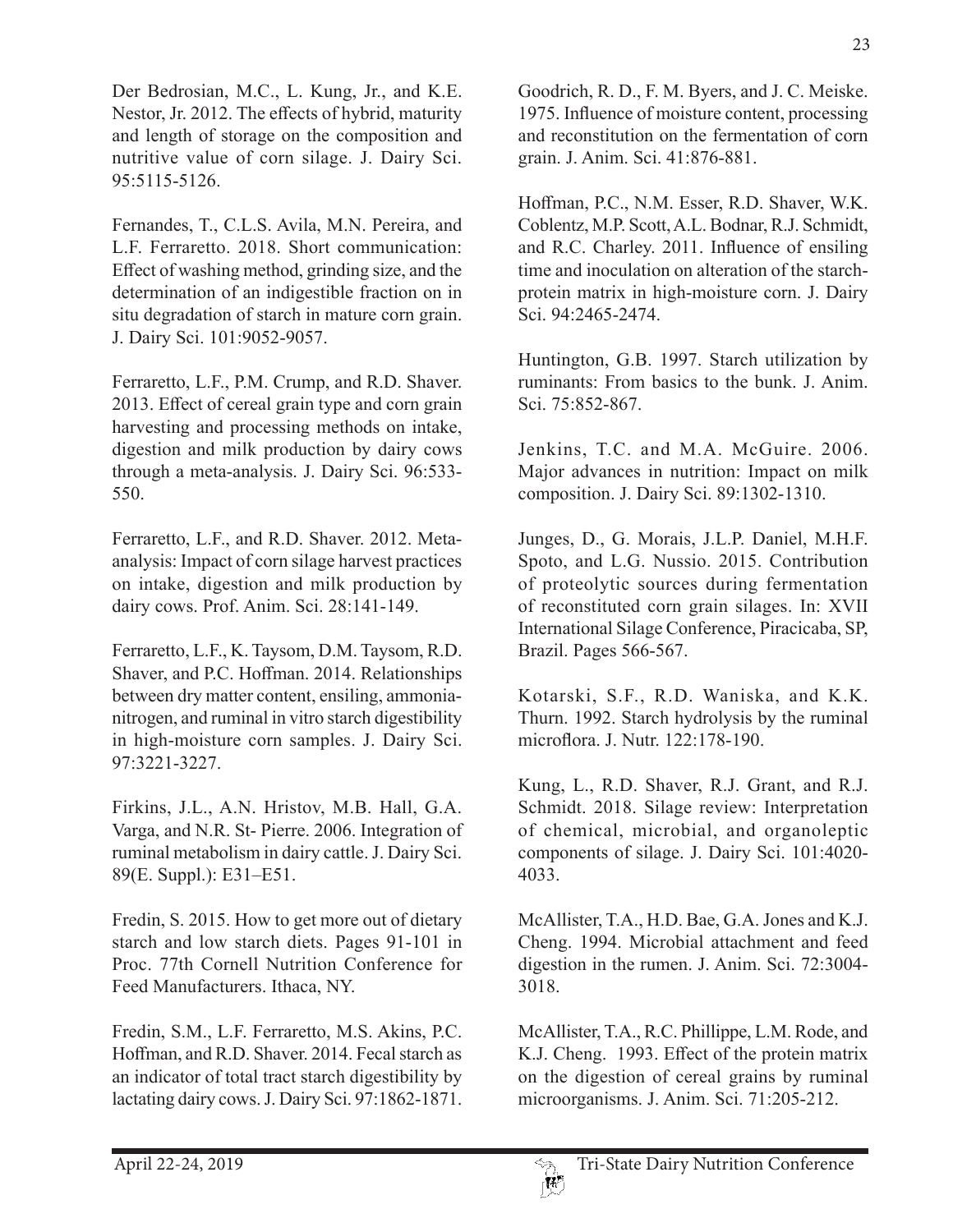Der Bedrosian, M.C., L. Kung, Jr., and K.E. Nestor, Jr. 2012. The effects of hybrid, maturity and length of storage on the composition and nutritive value of corn silage. J. Dairy Sci. 95:5115-5126.

Fernandes, T., C.L.S. Avila, M.N. Pereira, and L.F. Ferraretto. 2018. Short communication: Effect of washing method, grinding size, and the determination of an indigestible fraction on in situ degradation of starch in mature corn grain. J. Dairy Sci. 101:9052-9057.

Ferraretto, L.F., P.M. Crump, and R.D. Shaver. 2013. Effect of cereal grain type and corn grain harvesting and processing methods on intake, digestion and milk production by dairy cows through a meta-analysis. J. Dairy Sci. 96:533-550.

Ferraretto, L.F., and R.D. Shaver. 2012. Meta-analysis: Impact of corn silage harvest practices on intake, digestion and milk production by dairy cows. Prof. Anim. Sci. 28:141-149.

Ferraretto, L.F., K. Taysom, D.M. Taysom, R.D. Shaver, and P.C. Hoffman. 2014. Relationships between dry matter content, ensiling, ammonia-nitrogen, and ruminal in vitro starch digestibility in high-moisture corn samples. J. Dairy Sci. 97:3221-3227.

Firkins, J.L., A.N. Hristov, M.B. Hall, G.A. Varga, and N.R. St- Pierre. 2006. Integration of ruminal metabolism in dairy cattle. J. Dairy Sci. 89(E. Suppl.): E31–E51.

Fredin, S. 2015. How to get more out of dietary starch and low starch diets. Pages 91-101 in Proc. 77th Cornell Nutrition Conference for Feed Manufacturers. Ithaca, NY.

Fredin, S.M., L.F. Ferraretto, M.S. Akins, P.C. Hoffman, and R.D. Shaver. 2014. Fecal starch as an indicator of total tract starch digestibility by lactating dairy cows. J. Dairy Sci. 97:1862-1871.

Goodrich, R. D., F. M. Byers, and J. C. Meiske. 1975. Influence of moisture content, processing and reconstitution on the fermentation of corn grain. J. Anim. Sci. 41:876-881.

Hoffman, P.C., N.M. Esser, R.D. Shaver, W.K. Coblentz, M.P. Scott, A.L. Bodnar, R.J. Schmidt, and R.C. Charley. 2011. Influence of ensiling time and inoculation on alteration of the starch-protein matrix in high-moisture corn. J. Dairy Sci. 94:2465-2474.

Huntington, G.B. 1997. Starch utilization by ruminants: From basics to the bunk. J. Anim. Sci. 75:852-867.

Jenkins, T.C. and M.A. McGuire. 2006. Major advances in nutrition: Impact on milk composition. J. Dairy Sci. 89:1302-1310.

Junges, D., G. Morais, J.L.P. Daniel, M.H.F. Spoto, and L.G. Nussio. 2015. Contribution of proteolytic sources during fermentation of reconstituted corn grain silages. In: XVII International Silage Conference, Piracicaba, SP, Brazil. Pages 566-567.

Kotarski, S.F., R.D. Waniska, and K.K. Thurn. 1992. Starch hydrolysis by the ruminal microflora. J. Nutr. 122:178-190.

Kung, L., R.D. Shaver, R.J. Grant, and R.J. Schmidt. 2018. Silage review: Interpretation of chemical, microbial, and organoleptic components of silage. J. Dairy Sci. 101:4020-4033.

McAllister, T.A., H.D. Bae, G.A. Jones and K.J. Cheng. 1994. Microbial attachment and feed digestion in the rumen. J. Anim. Sci. 72:3004-3018.

McAllister, T.A., R.C. Phillippe, L.M. Rode, and K.J. Cheng. 1993. Effect of the protein matrix on the digestion of cereal grains by ruminal microorganisms. J. Anim. Sci. 71:205-212.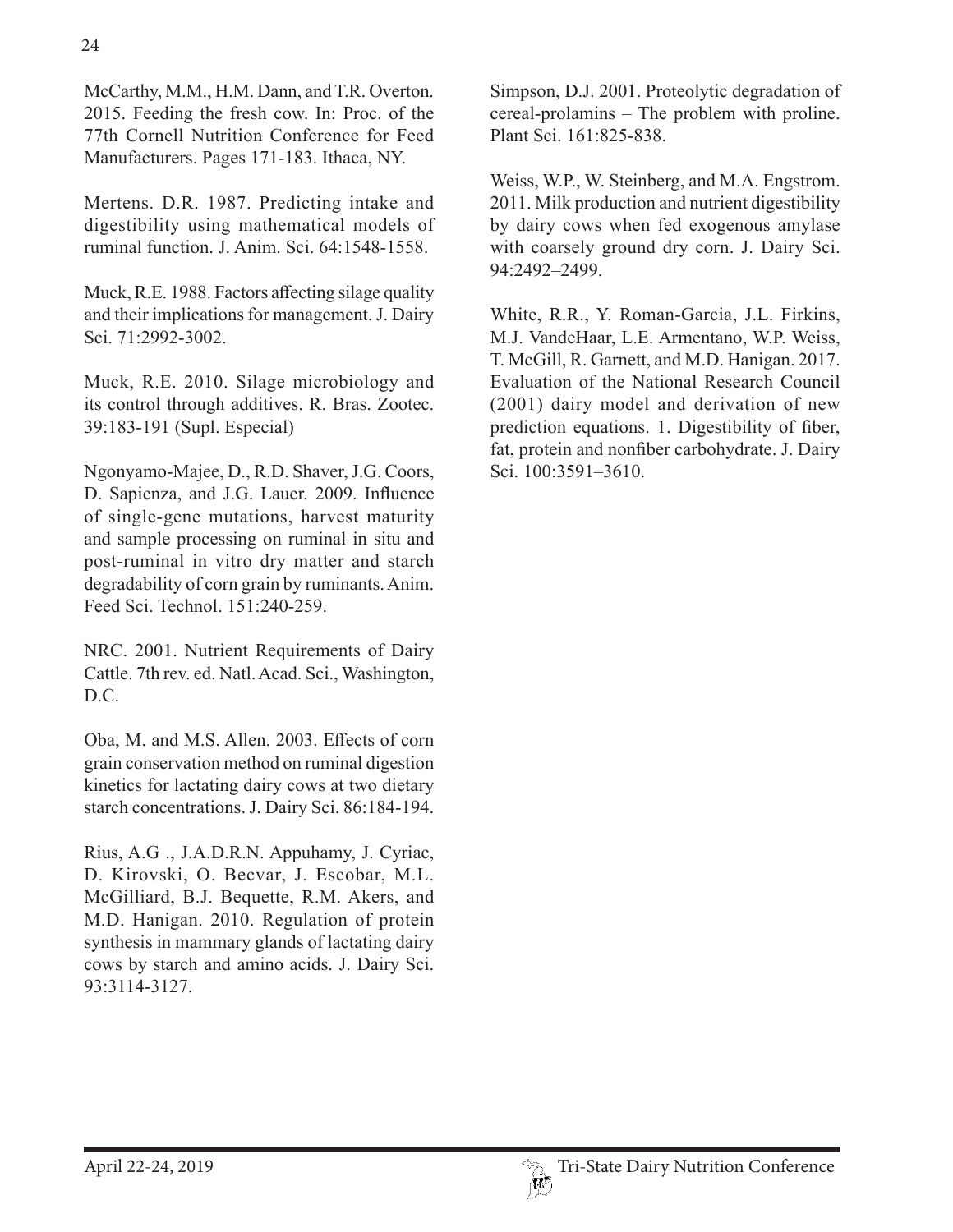McCarthy, M.M., H.M. Dann, and T.R. Overton. 2015. Feeding the fresh cow. In: Proc. of the 77th Cornell Nutrition Conference for Feed Manufacturers. Pages 171-183. Ithaca, NY.

Mertens. D.R. 1987. Predicting intake and digestibility using mathematical models of ruminal function. J. Anim. Sci. 64:1548-1558.

Muck, R.E. 1988. Factors affecting silage quality and their implications for management. J. Dairy Sci. 71:2992-3002.

Muck, R.E. 2010. Silage microbiology and its control through additives. R. Bras. Zootec. 39:183-191 (Supl. Especial)

Ngonyamo-Majee, D., R.D. Shaver, J.G. Coors, D. Sapienza, and J.G. Lauer. 2009. Influence of single-gene mutations, harvest maturity and sample processing on ruminal in situ and post-ruminal in vitro dry matter and starch degradability of corn grain by ruminants. Anim. Feed Sci. Technol. 151:240-259.

NRC. 2001. Nutrient Requirements of Dairy Cattle. 7th rev. ed. Natl. Acad. Sci., Washington, D.C.

Oba, M. and M.S. Allen. 2003. Effects of corn grain conservation method on ruminal digestion kinetics for lactating dairy cows at two dietary starch concentrations. J. Dairy Sci. 86:184-194.

Rius, A.G ., J.A.D.R.N. Appuhamy, J. Cyriac, D. Kirovski, O. Becvar, J. Escobar, M.L. McGilliard, B.J. Bequette, R.M. Akers, and M.D. Hanigan. 2010. Regulation of protein synthesis in mammary glands of lactating dairy cows by starch and amino acids. J. Dairy Sci. 93:3114-3127.

Simpson, D.J. 2001. Proteolytic degradation of cereal-prolamins – The problem with proline. Plant Sci. 161:825-838.

Weiss, W.P., W. Steinberg, and M.A. Engstrom. 2011. Milk production and nutrient digestibility by dairy cows when fed exogenous amylase with coarsely ground dry corn. J. Dairy Sci. 94:2492–2499.

White, R.R., Y. Roman-Garcia, J.L. Firkins, M.J. VandeHaar, L.E. Armentano, W.P. Weiss, T. McGill, R. Garnett, and M.D. Hanigan. 2017. Evaluation of the National Research Council (2001) dairy model and derivation of new prediction equations. 1. Digestibility of fiber, fat, protein and nonfiber carbohydrate. J. Dairy Sci. 100:3591–3610.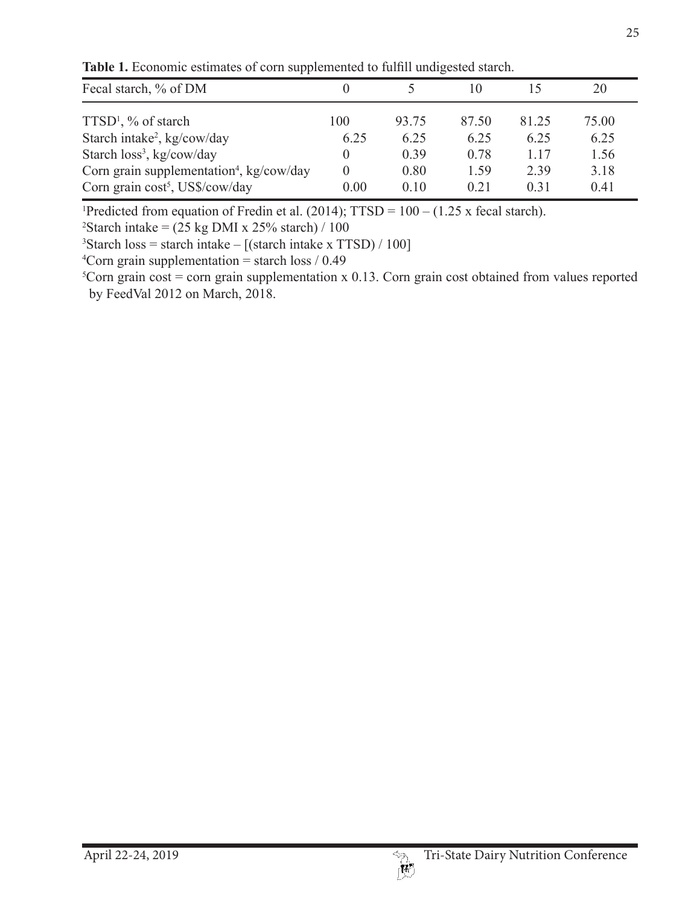**Table 1.** Economic estimates of corn supplemented to fulfill undigested starch.

| Fecal starch, % of DM | 0 | 5 | 10 | 15 | 20 |
|---|---|---|---|---|---|
| TTSD[1], % of starch | 100 | 93.75 | 87.50 | 81.25 | 75.00 |
| Starch intake[2], kg/cow/day | 6.25 | 6.25 | 6.25 | 6.25 | 6.25 |
| Starch loss[3], kg/cow/day | 0 | 0.39 | 0.78 | 1.17 | 1.56 |
| Corn grain supplementation[4], kg/cow/day | 0 | 0.80 | 1.59 | 2.39 | 3.18 |
| Corn grain cost[5], US$/cow/day | 0.00 | 0.10 | 0.21 | 0.31 | 0.41 |

[1]Predicted from equation of Fredin et al. (2014); TTSD = 100 – (1.25 x fecal starch).

[2]Starch intake = (25 kg DMI x 25% starch) / 100

[3]Starch loss = starch intake – [(starch intake x TTSD) / 100]

[4]Corn grain supplementation = starch loss / 0.49

[5]Corn grain cost = corn grain supplementation x 0.13. Corn grain cost obtained from values reported by FeedVal 2012 on March, 2018.